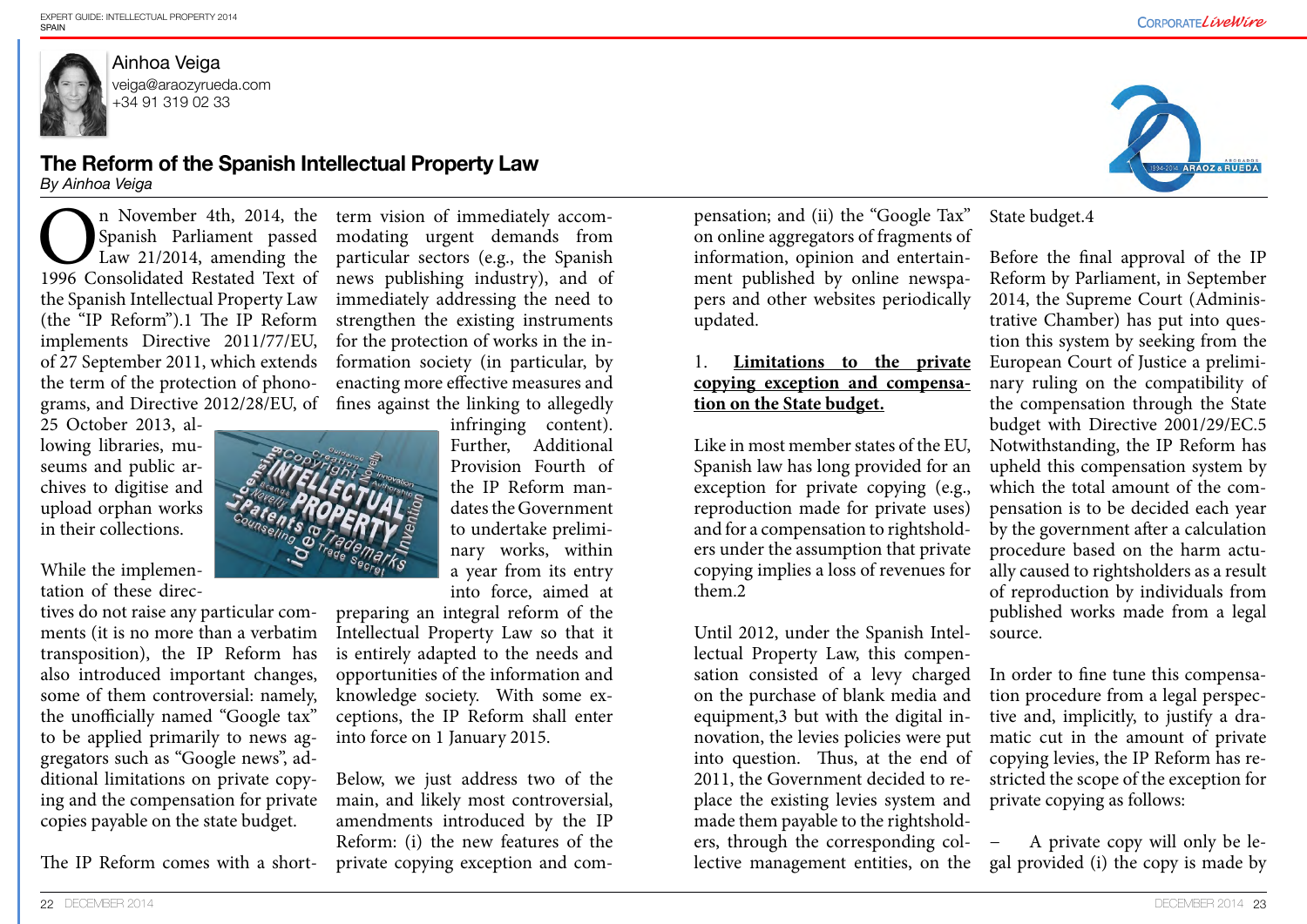Ainhoa Veiga
veiga@araozyrueda.com
+34 91 319 02 33

# The Reform of the Spanish Intellectual Property Law

*By Ainhoa Veiga*

On November 4th, 2014, the Spanish Parliament passed Law 21/2014, amending the 1996 Consolidated Restated Text of the Spanish Intellectual Property Law (the "IP Reform").1 The IP Reform implements Directive 2011/77/EU, of 27 September 2011, which extends the term of the protection of phonograms, and Directive 2012/28/EU, of 25 October 2013, allowing libraries, museums and public archives to digitise and upload orphan works in their collections.

While the implementation of these directives do not raise any particular comments (it is no more than a verbatim transposition), the IP Reform has also introduced important changes, some of them controversial: namely, the unofficially named "Google tax" to be applied primarily to news aggregators such as "Google news", additional limitations on private copying and the compensation for private copies payable on the state budget.

The IP Reform comes with a short-term vision of immediately accommodating urgent demands from particular sectors (e.g., the Spanish news publishing industry), and of immediately addressing the need to strengthen the existing instruments for the protection of works in the information society (in particular, by enacting more effective measures and fines against the linking to allegedly infringing content). Further, Additional Provision Fourth of the IP Reform mandates the Government to undertake preliminary works, within a year from its entry into force, aimed at preparing an integral reform of the Intellectual Property Law so that it is entirely adapted to the needs and opportunities of the information and knowledge society. With some exceptions, the IP Reform shall enter into force on 1 January 2015.

Below, we just address two of the main, and likely most controversial, amendments introduced by the IP Reform: (i) the new features of the private copying exception and compensation; and (ii) the "Google Tax" on online aggregators of fragments of information, opinion and entertainment published by online newspapers and other websites periodically updated.

## 1. **Limitations to the private copying exception and compensation on the State budget.**

Like in most member states of the EU, Spanish law has long provided for an exception for private copying (e.g., reproduction made for private uses) and for a compensation to rightsholders under the assumption that private copying implies a loss of revenues for them.2

Until 2012, under the Spanish Intellectual Property Law, this compensation consisted of a levy charged on the purchase of blank media and equipment,3 but with the digital innovation, the levies policies were put into question. Thus, at the end of 2011, the Government decided to replace the existing levies system and made them payable to the rightsholders, through the corresponding collective management entities, on the State budget.4

Before the final approval of the IP Reform by Parliament, in September 2014, the Supreme Court (Administrative Chamber) has put into question this system by seeking from the European Court of Justice a preliminary ruling on the compatibility of the compensation through the State budget with Directive 2001/29/EC.5 Notwithstanding, the IP Reform has upheld this compensation system by which the total amount of the compensation is to be decided each year by the government after a calculation procedure based on the harm actually caused to rightsholders as a result of reproduction by individuals from published works made from a legal source.

In order to fine tune this compensation procedure from a legal perspective and, implicitly, to justify a dramatic cut in the amount of private copying levies, the IP Reform has restricted the scope of the exception for private copying as follows:

– A private copy will only be legal provided (i) the copy is made by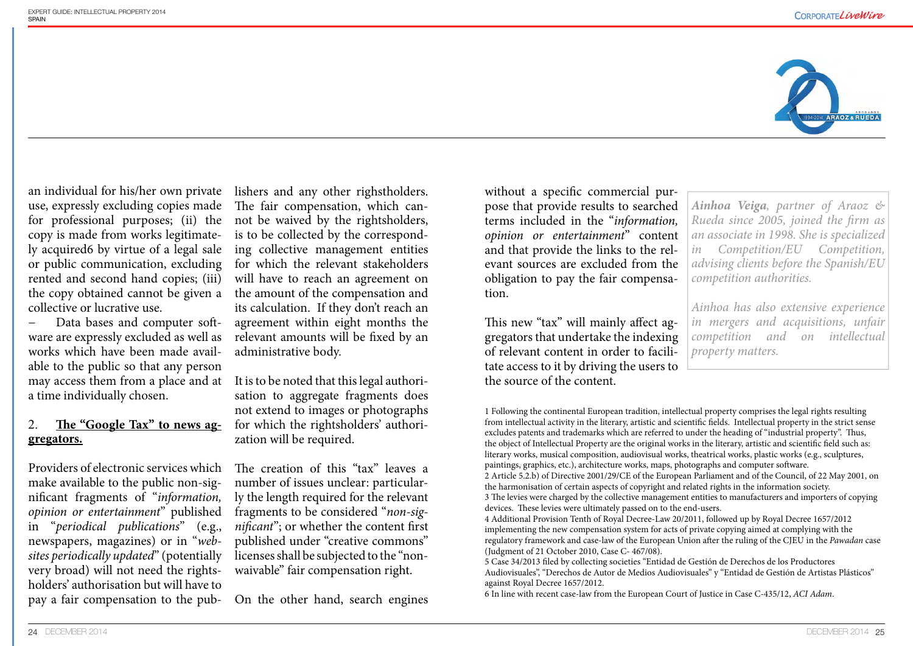an individual for his/her own private use, expressly excluding copies made for professional purposes; (ii) the copy is made from works legitimately acquired[6] by virtue of a legal sale or public communication, excluding rented and second hand copies; (iii) the copy obtained cannot be given a collective or lucrative use.

– Data bases and computer software are expressly excluded as well as works which have been made available to the public so that any person may access them from a place and at a time individually chosen.

## 2. The "Google Tax" to news aggregators.

Providers of electronic services which make available to the public non-significant fragments of "*information, opinion or entertainment*" published in "*periodical publications*" (e.g., newspapers, magazines) or in "*websites periodically updated*" (potentially very broad) will not need the rightsholders' authorisation but will have to pay a fair compensation to the publishers and any other rightsholders. The fair compensation, which cannot be waived by the rightsholders, is to be collected by the corresponding collective management entities for which the relevant stakeholders will have to reach an agreement on the amount of the compensation and its calculation. If they don't reach an agreement within eight months the relevant amounts will be fixed by an administrative body.

It is to be noted that this legal authorisation to aggregate fragments does not extend to images or photographs for which the rightsholders' authorization will be required.

The creation of this "tax" leaves a number of issues unclear: particularly the length required for the relevant fragments to be considered "*non-significant*"; or whether the content first published under "creative commons" licenses shall be subjected to the "non-waivable" fair compensation right.

On the other hand, search engines without a specific commercial purpose that provide results to searched terms included in the "*information, opinion or entertainment*" content and that provide the links to the relevant sources are excluded from the obligation to pay the fair compensation.

This new "tax" will mainly affect aggregators that undertake the indexing of relevant content in order to facilitate access to it by driving the users to the source of the content.

*Ainhoa Veiga, partner of Araoz & Rueda since 2005, joined the firm as an associate in 1998. She is specialized in Competition/EU Competition, advising clients before the Spanish/EU competition authorities.*

*Ainhoa has also extensive experience in mergers and acquisitions, unfair competition and on intellectual property matters.*

1 Following the continental European tradition, intellectual property comprises the legal rights resulting from intellectual activity in the literary, artistic and scientific fields. Intellectual property in the strict sense excludes patents and trademarks which are referred to under the heading of "industrial property". Thus, the object of Intellectual Property are the original works in the literary, artistic and scientific field such as: literary works, musical composition, audiovisual works, theatrical works, plastic works (e.g., sculptures, paintings, graphics, etc.), architecture works, maps, photographs and computer software.

2 Article 5.2.b) of Directive 2001/29/CE of the European Parliament and of the Council, of 22 May 2001, on the harmonisation of certain aspects of copyright and related rights in the information society.

3 The levies were charged by the collective management entities to manufacturers and importers of copying devices. These levies were ultimately passed on to the end-users.

4 Additional Provision Tenth of Royal Decree-Law 20/2011, followed up by Royal Decree 1657/2012 implementing the new compensation system for acts of private copying aimed at complying with the regulatory framework and case-law of the European Union after the ruling of the CJEU in the *Pawadan* case (Judgment of 21 October 2010, Case C- 467/08).

5 Case 34/2013 filed by collecting societies "Entidad de Gestión de Derechos de los Productores Audiovisuales", "Derechos de Autor de Medios Audiovisuales" y "Entidad de Gestión de Artistas Plásticos" against Royal Decree 1657/2012.

6 In line with recent case-law from the European Court of Justice in Case C-435/12, *ACI Adam*.